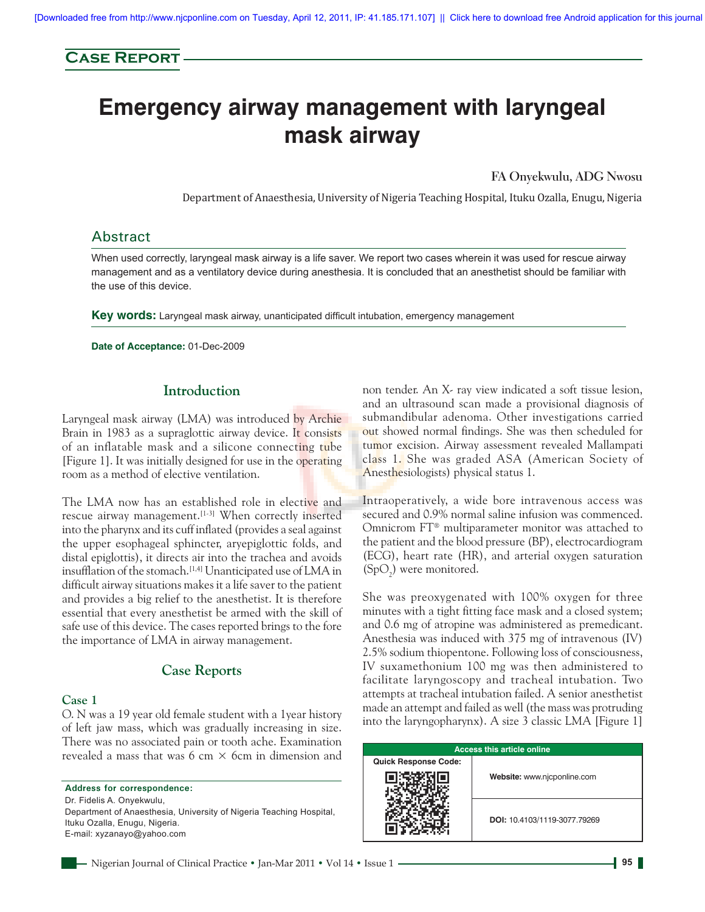Case Report

# Emergency airway management with laryngeal mask airway

**FA Onyekwulu, ADG Nwosu**

Department of Anaesthesia, University of Nigeria Teaching Hospital, Ituku Ozalla, Enugu, Nigeria

## Abstract

When used correctly, laryngeal mask airway is a life saver. We report two cases wherein it was used for rescue airway management and as a ventilatory device during anesthesia. It is concluded that an anesthetist should be familiar with the use of this device.

**Key words:** Laryngeal mask airway, unanticipated difficult intubation, emergency management

**Date of Acceptance:** 01-Dec-2009

## Introduction

Laryngeal mask airway (LMA) was introduced by Archie Brain in 1983 as a supraglottic airway device. It consists of an inflatable mask and a silicone connecting tube [Figure 1]. It was initially designed for use in the operating room as a method of elective ventilation.

The LMA now has an established role in elective and rescue airway management.[1-3] When correctly inserted into the pharynx and its cuff inflated (provides a seal against the upper esophageal sphincter, aryepiglottic folds, and distal epiglottis), it directs air into the trachea and avoids insufflation of the stomach.[1,4] Unanticipated use of LMA in difficult airway situations makes it a life saver to the patient and provides a big relief to the anesthetist. It is therefore essential that every anesthetist be armed with the skill of safe use of this device. The cases reported brings to the fore the importance of LMA in airway management.

## Case Reports

### Case 1

O. N was a 19 year old female student with a 1year history of left jaw mass, which was gradually increasing in size. There was no associated pain or tooth ache. Examination revealed a mass that was 6 cm × 6cm in dimension and non tender. An X- ray view indicated a soft tissue lesion, and an ultrasound scan made a provisional diagnosis of submandibular adenoma. Other investigations carried out showed normal findings. She was then scheduled for tumor excision. Airway assessment revealed Mallampati class 1. She was graded ASA (American Society of Anesthesiologists) physical status 1.

Intraoperatively, a wide bore intravenous access was secured and 0.9% normal saline infusion was commenced. Omnicrom FT® multiparameter monitor was attached to the patient and the blood pressure (BP), electrocardiogram (ECG), heart rate (HR), and arterial oxygen saturation ($SpO_2$) were monitored.

She was preoxygenated with 100% oxygen for three minutes with a tight fitting face mask and a closed system; and 0.6 mg of atropine was administered as premedicant. Anesthesia was induced with 375 mg of intravenous (IV) 2.5% sodium thiopentone. Following loss of consciousness, IV suxamethonium 100 mg was then administered to facilitate laryngoscopy and tracheal intubation. Two attempts at tracheal intubation failed. A senior anesthetist made an attempt and failed as well (the mass was protruding into the laryngopharynx). A size 3 classic LMA [Figure 1]

**Address for correspondence:**
Dr. Fidelis A. Onyekwulu,
Department of Anaesthesia, University of Nigeria Teaching Hospital, Ituku Ozalla, Enugu, Nigeria.
E-mail: xyzanayo@yahoo.com

Access this article online

Website: www.njcponline.com

DOI: 10.4103/1119-3077.79269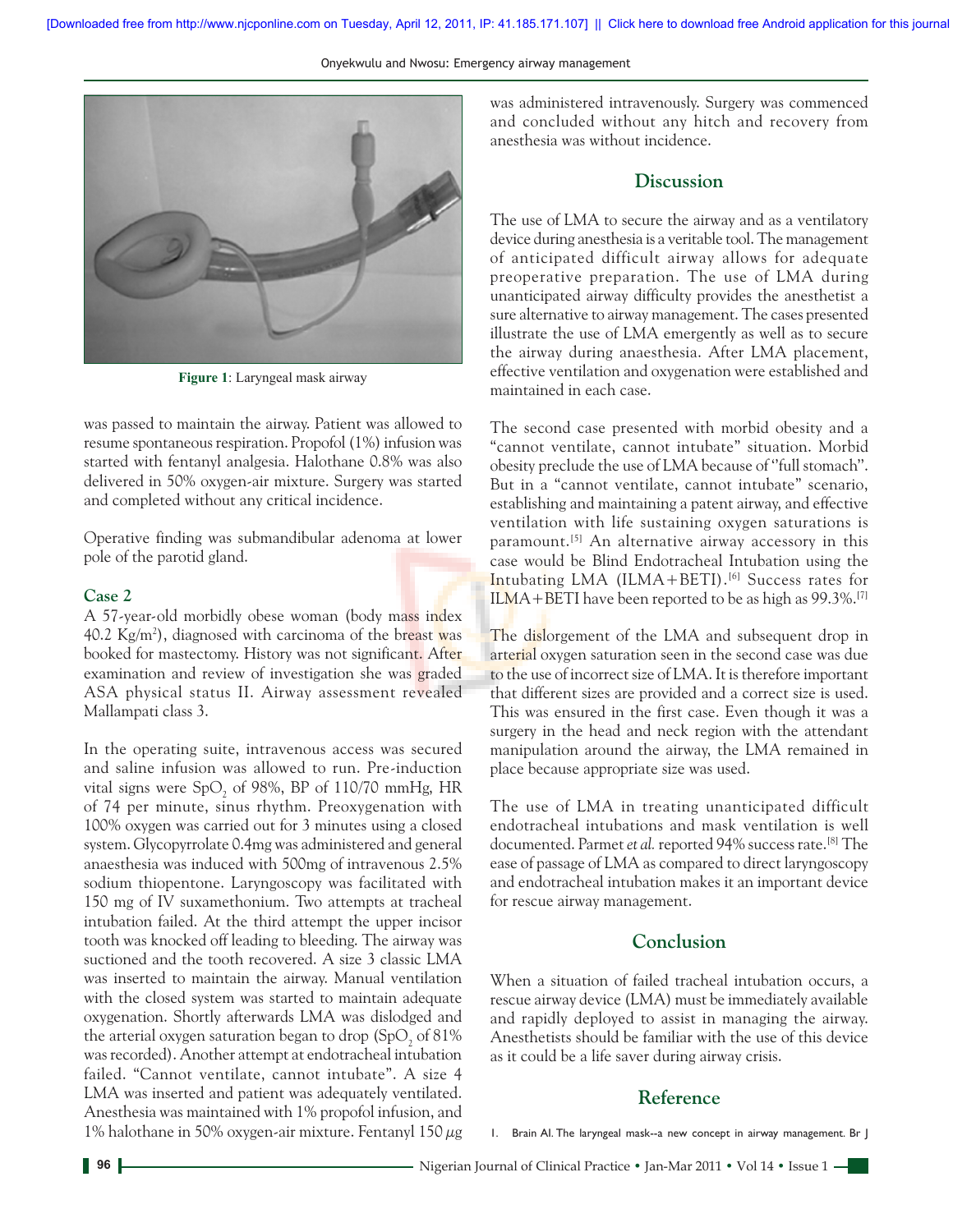Figure 1: Laryngeal mask airway

was passed to maintain the airway. Patient was allowed to resume spontaneous respiration. Propofol (1%) infusion was started with fentanyl analgesia. Halothane 0.8% was also delivered in 50% oxygen-air mixture. Surgery was started and completed without any critical incidence.

Operative finding was submandibular adenoma at lower pole of the parotid gland.

### Case 2

A 57-year-old morbidly obese woman (body mass index 40.2 Kg/m$^2$), diagnosed with carcinoma of the breast was booked for mastectomy. History was not significant. After examination and review of investigation she was graded ASA physical status II. Airway assessment revealed Mallampati class 3.

In the operating suite, intravenous access was secured and saline infusion was allowed to run. Pre-induction vital signs were $SpO_2$ of 98%, BP of 110/70 mmHg, HR of 74 per minute, sinus rhythm. Preoxygenation with 100% oxygen was carried out for 3 minutes using a closed system. Glycopyrrolate 0.4mg was administered and general anaesthesia was induced with 500mg of intravenous 2.5% sodium thiopentone. Laryngoscopy was facilitated with 150 mg of IV suxamethonium. Two attempts at tracheal intubation failed. At the third attempt the upper incisor tooth was knocked off leading to bleeding. The airway was suctioned and the tooth recovered. A size 3 classic LMA was inserted to maintain the airway. Manual ventilation with the closed system was started to maintain adequate oxygenation. Shortly afterwards LMA was dislodged and the arterial oxygen saturation began to drop ($SpO_2$ of 81% was recorded). Another attempt at endotracheal intubation failed. "Cannot ventilate, cannot intubate". A size 4 LMA was inserted and patient was adequately ventilated. Anesthesia was maintained with 1% propofol infusion, and 1% halothane in 50% oxygen-air mixture. Fentanyl 150 $\mu$g was administered intravenously. Surgery was commenced and concluded without any hitch and recovery from anesthesia was without incidence.

## Discussion

The use of LMA to secure the airway and as a ventilatory device during anesthesia is a veritable tool. The management of anticipated difficult airway allows for adequate preoperative preparation. The use of LMA during unanticipated airway difficulty provides the anesthetist a sure alternative to airway management. The cases presented illustrate the use of LMA emergently as well as to secure the airway during anaesthesia. After LMA placement, effective ventilation and oxygenation were established and maintained in each case.

The second case presented with morbid obesity and a "cannot ventilate, cannot intubate" situation. Morbid obesity preclude the use of LMA because of "full stomach". But in a "cannot ventilate, cannot intubate" scenario, establishing and maintaining a patent airway, and effective ventilation with life sustaining oxygen saturations is paramount.[5] An alternative airway accessory in this case would be Blind Endotracheal Intubation using the Intubating LMA (ILMA+BETI).[6] Success rates for ILMA+BETI have been reported to be as high as 99.3%.[7]

The dislorgement of the LMA and subsequent drop in arterial oxygen saturation seen in the second case was due to the use of incorrect size of LMA. It is therefore important that different sizes are provided and a correct size is used. This was ensured in the first case. Even though it was a surgery in the head and neck region with the attendant manipulation around the airway, the LMA remained in place because appropriate size was used.

The use of LMA in treating unanticipated difficult endotracheal intubations and mask ventilation is well documented. Parmet *et al.* reported 94% success rate.[8] The ease of passage of LMA as compared to direct laryngoscopy and endotracheal intubation makes it an important device for rescue airway management.

## Conclusion

When a situation of failed tracheal intubation occurs, a rescue airway device (LMA) must be immediately available and rapidly deployed to assist in managing the airway. Anesthetists should be familiar with the use of this device as it could be a life saver during airway crisis.

## Reference

1. Brain AI. The laryngeal mask--a new concept in airway management. Br J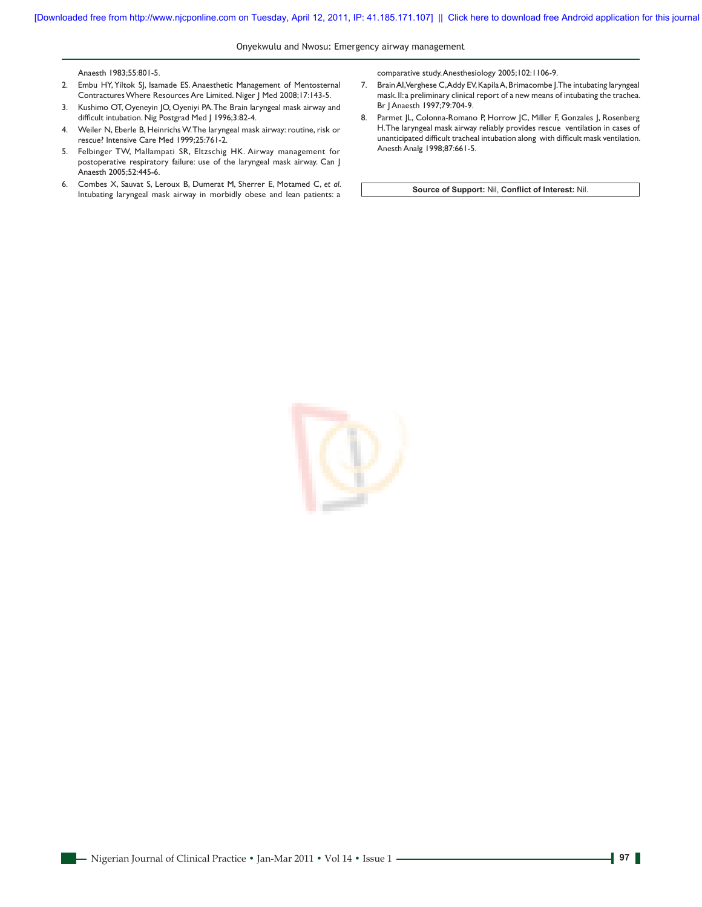Anaesth 1983;55:801-5.

2. Embu HY, Yiltok SJ, Isamade ES. Anaesthetic Management of Mentosternal Contractures Where Resources Are Limited. Niger J Med 2008;17:143-5.
3. Kushimo OT, Oyeneyin JO, Oyeniyi PA. The Brain laryngeal mask airway and difficult intubation. Nig Postgrad Med J 1996;3:82-4.
4. Weiler N, Eberle B, Heinrichs W. The laryngeal mask airway: routine, risk or rescue? Intensive Care Med 1999;25:761-2.
5. Felbinger TW, Mallampati SR, Eltzschig HK. Airway management for postoperative respiratory failure: use of the laryngeal mask airway. Can J Anaesth 2005;52:445-6.
6. Combes X, Sauvat S, Leroux B, Dumerat M, Sherrer E, Motamed C, *et al*. Intubating laryngeal mask airway in morbidly obese and lean patients: a comparative study. Anesthesiology 2005;102:1106-9.
7. Brain AI, Verghese C, Addy EV, Kapila A, Brimacombe J. The intubating laryngeal mask. II: a preliminary clinical report of a new means of intubating the trachea. Br J Anaesth 1997;79:704-9.
8. Parmet JL, Colonna-Romano P, Horrow JC, Miller F, Gonzales J, Rosenberg H. The laryngeal mask airway reliably provides rescue ventilation in cases of unanticipated difficult tracheal intubation along with difficult mask ventilation. Anesth Analg 1998;87:661-5.

**Source of Support:** Nil, **Conflict of Interest:** Nil.